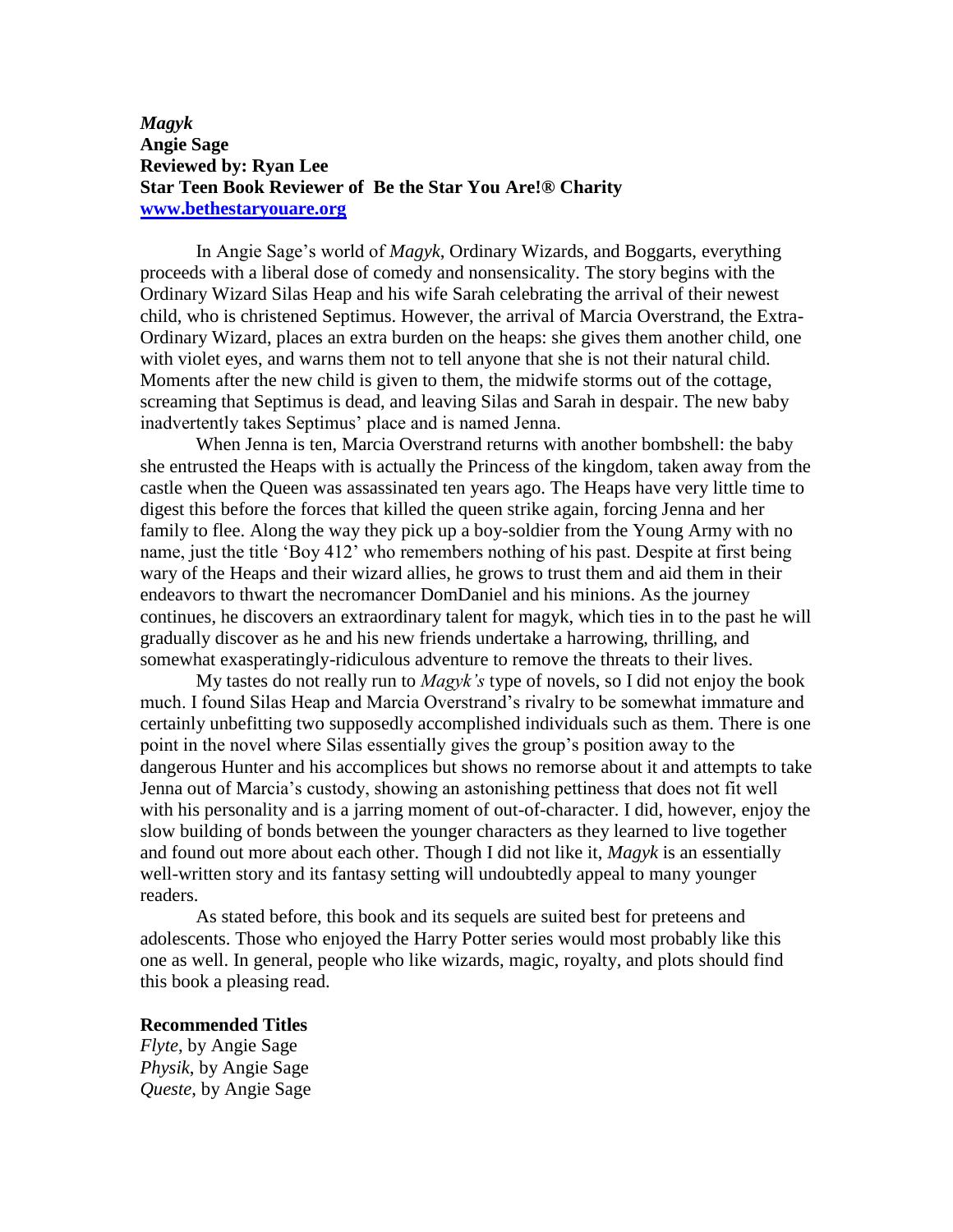***Magyk***
**Angie Sage**
**Reviewed by: Ryan Lee**
**Star Teen Book Reviewer of Be the Star You Are!® Charity**
**[www.bethestaryouare.org](http://www.bethestaryouare.org)**

In Angie Sage's world of *Magyk*, Ordinary Wizards, and Boggarts, everything proceeds with a liberal dose of comedy and nonsensicality. The story begins with the Ordinary Wizard Silas Heap and his wife Sarah celebrating the arrival of their newest child, who is christened Septimus. However, the arrival of Marcia Overstrand, the Extra-Ordinary Wizard, places an extra burden on the heaps: she gives them another child, one with violet eyes, and warns them not to tell anyone that she is not their natural child. Moments after the new child is given to them, the midwife storms out of the cottage, screaming that Septimus is dead, and leaving Silas and Sarah in despair. The new baby inadvertently takes Septimus' place and is named Jenna.

When Jenna is ten, Marcia Overstrand returns with another bombshell: the baby she entrusted the Heaps with is actually the Princess of the kingdom, taken away from the castle when the Queen was assassinated ten years ago. The Heaps have very little time to digest this before the forces that killed the queen strike again, forcing Jenna and her family to flee. Along the way they pick up a boy-soldier from the Young Army with no name, just the title 'Boy 412' who remembers nothing of his past. Despite at first being wary of the Heaps and their wizard allies, he grows to trust them and aid them in their endeavors to thwart the necromancer DomDaniel and his minions. As the journey continues, he discovers an extraordinary talent for magyk, which ties in to the past he will gradually discover as he and his new friends undertake a harrowing, thrilling, and somewhat exasperatingly-ridiculous adventure to remove the threats to their lives.

My tastes do not really run to *Magyk's* type of novels, so I did not enjoy the book much. I found Silas Heap and Marcia Overstrand's rivalry to be somewhat immature and certainly unbefitting two supposedly accomplished individuals such as them. There is one point in the novel where Silas essentially gives the group's position away to the dangerous Hunter and his accomplices but shows no remorse about it and attempts to take Jenna out of Marcia's custody, showing an astonishing pettiness that does not fit well with his personality and is a jarring moment of out-of-character. I did, however, enjoy the slow building of bonds between the younger characters as they learned to live together and found out more about each other. Though I did not like it, *Magyk* is an essentially well-written story and its fantasy setting will undoubtedly appeal to many younger readers.

As stated before, this book and its sequels are suited best for preteens and adolescents. Those who enjoyed the Harry Potter series would most probably like this one as well. In general, people who like wizards, magic, royalty, and plots should find this book a pleasing read.

**Recommended Titles**
*Flyte*, by Angie Sage
*Physik*, by Angie Sage
*Queste*, by Angie Sage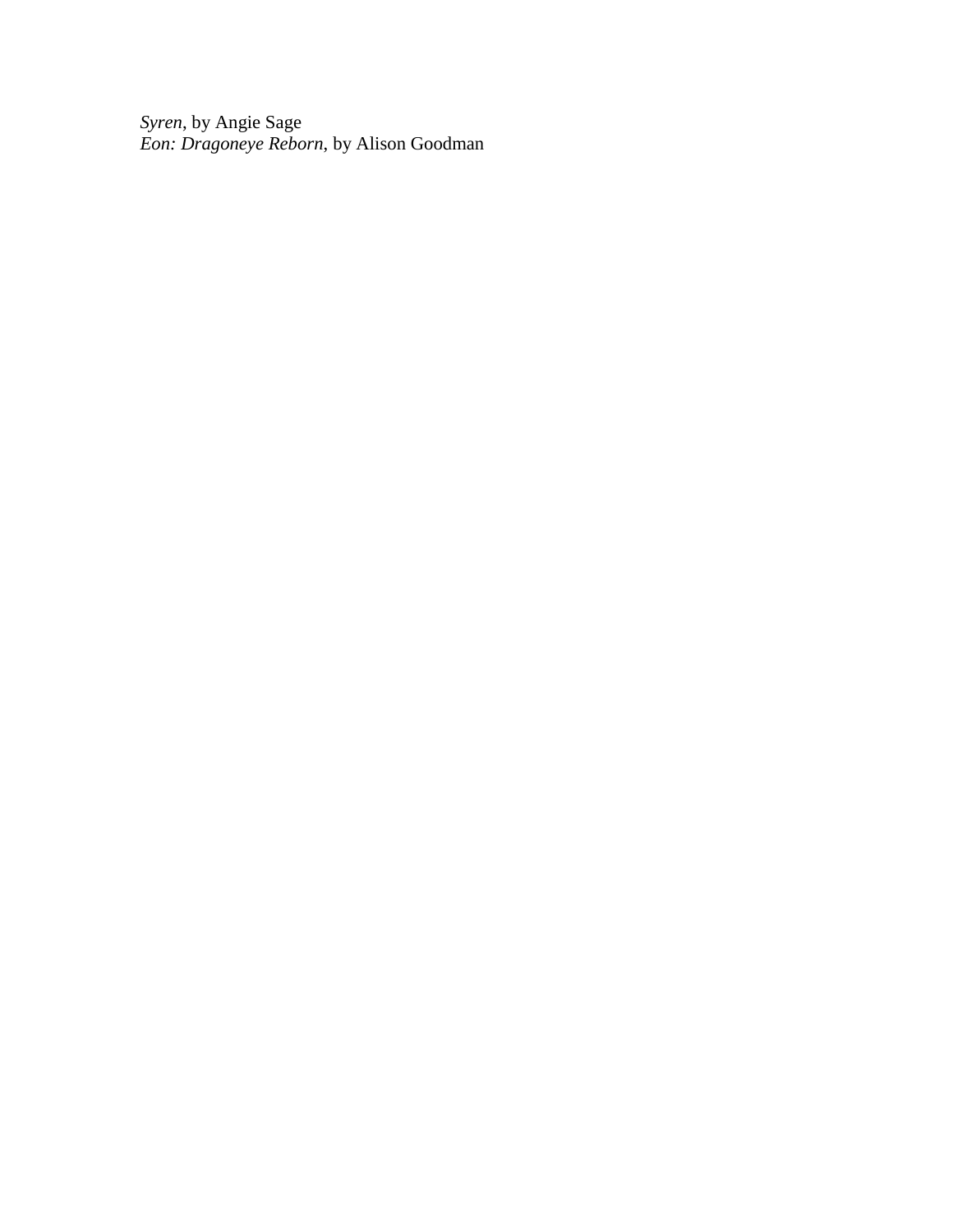*Syren*, by Angie Sage
*Eon: Dragoneye Reborn*, by Alison Goodman